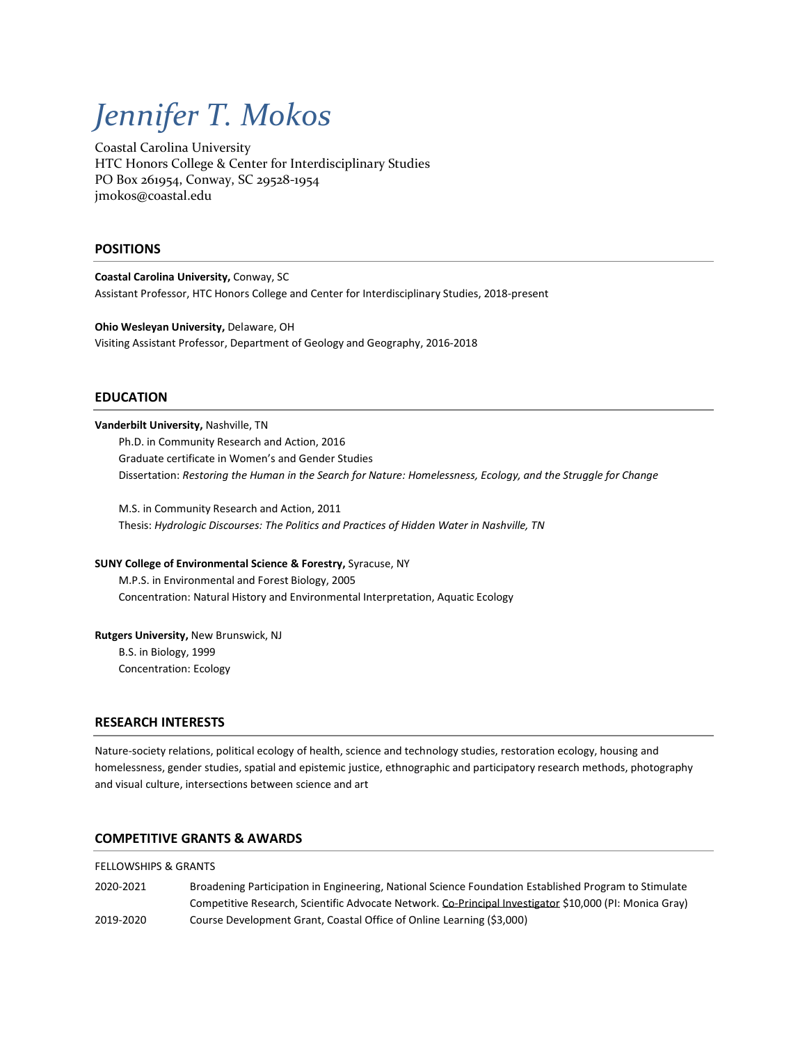# *Jennifer T. Mokos*

Coastal Carolina University
HTC Honors College & Center for Interdisciplinary Studies
PO Box 261954, Conway, SC 29528-1954
jmokos@coastal.edu

## POSITIONS

**Coastal Carolina University,** Conway, SC
Assistant Professor, HTC Honors College and Center for Interdisciplinary Studies, 2018-present

**Ohio Wesleyan University,** Delaware, OH
Visiting Assistant Professor, Department of Geology and Geography, 2016-2018

## EDUCATION

**Vanderbilt University,** Nashville, TN
Ph.D. in Community Research and Action, 2016
Graduate certificate in Women's and Gender Studies
Dissertation: *Restoring the Human in the Search for Nature: Homelessness, Ecology, and the Struggle for Change*

M.S. in Community Research and Action, 2011
Thesis: *Hydrologic Discourses: The Politics and Practices of Hidden Water in Nashville, TN*

**SUNY College of Environmental Science & Forestry,** Syracuse, NY
M.P.S. in Environmental and Forest Biology, 2005
Concentration: Natural History and Environmental Interpretation, Aquatic Ecology

**Rutgers University,** New Brunswick, NJ
B.S. in Biology, 1999
Concentration: Ecology

## RESEARCH INTERESTS

Nature-society relations, political ecology of health, science and technology studies, restoration ecology, housing and homelessness, gender studies, spatial and epistemic justice, ethnographic and participatory research methods, photography and visual culture, intersections between science and art

## COMPETITIVE GRANTS & AWARDS

FELLOWSHIPS & GRANTS

| | |
|---|---|
| 2020-2021 | Broadening Participation in Engineering, National Science Foundation Established Program to Stimulate Competitive Research, Scientific Advocate Network. Co-Principal Investigator $10,000 (PI: Monica Gray) |
| 2019-2020 | Course Development Grant, Coastal Office of Online Learning ($3,000) |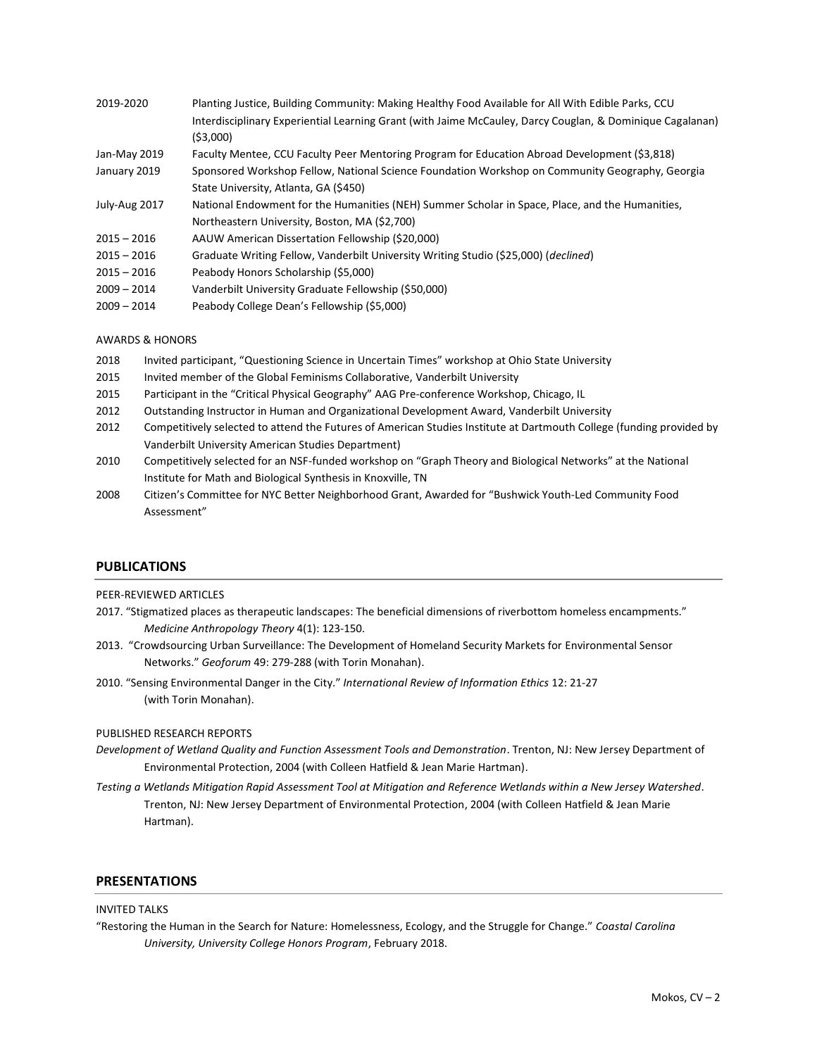2019-2020 Planting Justice, Building Community: Making Healthy Food Available for All With Edible Parks, CCU Interdisciplinary Experiential Learning Grant (with Jaime McCauley, Darcy Couglan, & Dominique Cagalanan) ($3,000)

Jan-May 2019 Faculty Mentee, CCU Faculty Peer Mentoring Program for Education Abroad Development ($3,818)

January 2019 Sponsored Workshop Fellow, National Science Foundation Workshop on Community Geography, Georgia State University, Atlanta, GA ($450)

July-Aug 2017 National Endowment for the Humanities (NEH) Summer Scholar in Space, Place, and the Humanities, Northeastern University, Boston, MA ($2,700)

2015 – 2016 AAUW American Dissertation Fellowship ($20,000)

2015 – 2016 Graduate Writing Fellow, Vanderbilt University Writing Studio ($25,000) (*declined*)

2015 – 2016 Peabody Honors Scholarship ($5,000)

2009 – 2014 Vanderbilt University Graduate Fellowship ($50,000)

2009 – 2014 Peabody College Dean's Fellowship ($5,000)

AWARDS & HONORS

2018 Invited participant, "Questioning Science in Uncertain Times" workshop at Ohio State University

2015 Invited member of the Global Feminisms Collaborative, Vanderbilt University

2015 Participant in the "Critical Physical Geography" AAG Pre-conference Workshop, Chicago, IL

2012 Outstanding Instructor in Human and Organizational Development Award, Vanderbilt University

2012 Competitively selected to attend the Futures of American Studies Institute at Dartmouth College (funding provided by Vanderbilt University American Studies Department)

2010 Competitively selected for an NSF-funded workshop on "Graph Theory and Biological Networks" at the National Institute for Math and Biological Synthesis in Knoxville, TN

2008 Citizen's Committee for NYC Better Neighborhood Grant, Awarded for "Bushwick Youth-Led Community Food Assessment"

## PUBLICATIONS

PEER-REVIEWED ARTICLES

2017. "Stigmatized places as therapeutic landscapes: The beneficial dimensions of riverbottom homeless encampments." *Medicine Anthropology Theory* 4(1): 123-150.

2013. "Crowdsourcing Urban Surveillance: The Development of Homeland Security Markets for Environmental Sensor Networks." *Geoforum* 49: 279-288 (with Torin Monahan).

2010. "Sensing Environmental Danger in the City." *International Review of Information Ethics* 12: 21-27 (with Torin Monahan).

PUBLISHED RESEARCH REPORTS

*Development of Wetland Quality and Function Assessment Tools and Demonstration*. Trenton, NJ: New Jersey Department of Environmental Protection, 2004 (with Colleen Hatfield & Jean Marie Hartman).

*Testing a Wetlands Mitigation Rapid Assessment Tool at Mitigation and Reference Wetlands within a New Jersey Watershed*. Trenton, NJ: New Jersey Department of Environmental Protection, 2004 (with Colleen Hatfield & Jean Marie Hartman).

## PRESENTATIONS

INVITED TALKS

"Restoring the Human in the Search for Nature: Homelessness, Ecology, and the Struggle for Change." *Coastal Carolina University, University College Honors Program*, February 2018.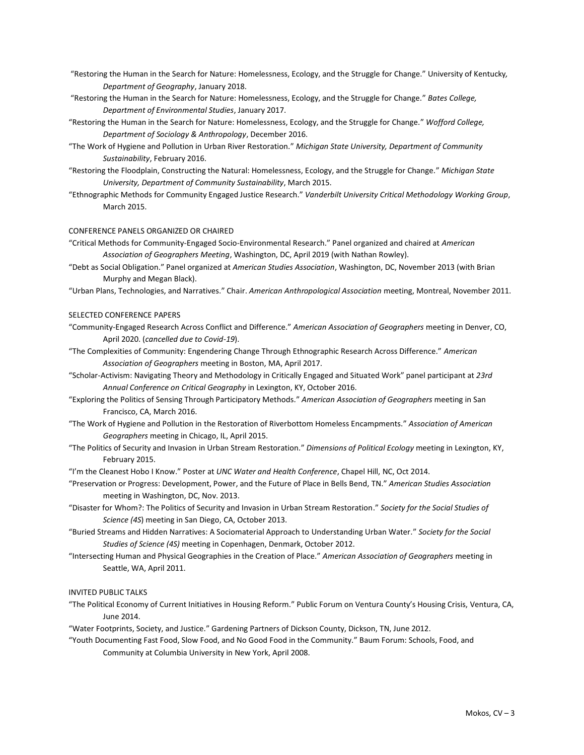"Restoring the Human in the Search for Nature: Homelessness, Ecology, and the Struggle for Change." University of Kentucky, *Department of Geography*, January 2018.

"Restoring the Human in the Search for Nature: Homelessness, Ecology, and the Struggle for Change." *Bates College, Department of Environmental Studies*, January 2017.

"Restoring the Human in the Search for Nature: Homelessness, Ecology, and the Struggle for Change." *Wofford College, Department of Sociology & Anthropology*, December 2016.

"The Work of Hygiene and Pollution in Urban River Restoration." *Michigan State University, Department of Community Sustainability*, February 2016.

"Restoring the Floodplain, Constructing the Natural: Homelessness, Ecology, and the Struggle for Change." *Michigan State University, Department of Community Sustainability*, March 2015.

"Ethnographic Methods for Community Engaged Justice Research." *Vanderbilt University Critical Methodology Working Group*, March 2015.

## CONFERENCE PANELS ORGANIZED OR CHAIRED

"Critical Methods for Community-Engaged Socio-Environmental Research." Panel organized and chaired at *American Association of Geographers Meeting*, Washington, DC, April 2019 (with Nathan Rowley).

"Debt as Social Obligation." Panel organized at *American Studies Association*, Washington, DC, November 2013 (with Brian Murphy and Megan Black).

"Urban Plans, Technologies, and Narratives." Chair. *American Anthropological Association* meeting, Montreal, November 2011.

## SELECTED CONFERENCE PAPERS

"Community-Engaged Research Across Conflict and Difference." *American Association of Geographers* meeting in Denver, CO, April 2020. (*cancelled due to Covid-19*).

"The Complexities of Community: Engendering Change Through Ethnographic Research Across Difference." *American Association of Geographers* meeting in Boston, MA, April 2017.

"Scholar-Activism: Navigating Theory and Methodology in Critically Engaged and Situated Work" panel participant at *23rd Annual Conference on Critical Geography* in Lexington, KY, October 2016.

"Exploring the Politics of Sensing Through Participatory Methods." *American Association of Geographers* meeting in San Francisco, CA, March 2016.

"The Work of Hygiene and Pollution in the Restoration of Riverbottom Homeless Encampments." *Association of American Geographers* meeting in Chicago, IL, April 2015.

"The Politics of Security and Invasion in Urban Stream Restoration." *Dimensions of Political Ecology* meeting in Lexington, KY, February 2015.

"I'm the Cleanest Hobo I Know." Poster at *UNC Water and Health Conference*, Chapel Hill, NC, Oct 2014.

"Preservation or Progress: Development, Power, and the Future of Place in Bells Bend, TN." *American Studies Association* meeting in Washington, DC, Nov. 2013.

"Disaster for Whom?: The Politics of Security and Invasion in Urban Stream Restoration." *Society for the Social Studies of Science (4S*) meeting in San Diego, CA, October 2013.

"Buried Streams and Hidden Narratives: A Sociomaterial Approach to Understanding Urban Water." *Society for the Social Studies of Science (4S)* meeting in Copenhagen, Denmark, October 2012.

"Intersecting Human and Physical Geographies in the Creation of Place." *American Association of Geographers* meeting in Seattle, WA, April 2011.

## INVITED PUBLIC TALKS

"The Political Economy of Current Initiatives in Housing Reform." Public Forum on Ventura County's Housing Crisis, Ventura, CA, June 2014.

"Water Footprints, Society, and Justice." Gardening Partners of Dickson County, Dickson, TN, June 2012.

"Youth Documenting Fast Food, Slow Food, and No Good Food in the Community." Baum Forum: Schools, Food, and Community at Columbia University in New York, April 2008.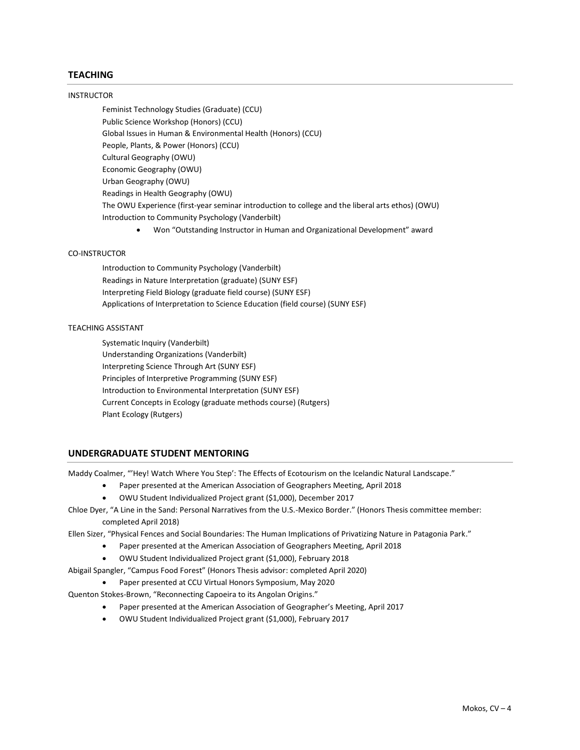## TEACHING

INSTRUCTOR

Feminist Technology Studies (Graduate) (CCU)
Public Science Workshop (Honors) (CCU)
Global Issues in Human & Environmental Health (Honors) (CCU)
People, Plants, & Power (Honors) (CCU)
Cultural Geography (OWU)
Economic Geography (OWU)
Urban Geography (OWU)
Readings in Health Geography (OWU)
The OWU Experience (first-year seminar introduction to college and the liberal arts ethos) (OWU)
Introduction to Community Psychology (Vanderbilt)

- Won "Outstanding Instructor in Human and Organizational Development" award

CO-INSTRUCTOR

Introduction to Community Psychology (Vanderbilt)
Readings in Nature Interpretation (graduate) (SUNY ESF)
Interpreting Field Biology (graduate field course) (SUNY ESF)
Applications of Interpretation to Science Education (field course) (SUNY ESF)

TEACHING ASSISTANT

Systematic Inquiry (Vanderbilt)
Understanding Organizations (Vanderbilt)
Interpreting Science Through Art (SUNY ESF)
Principles of Interpretive Programming (SUNY ESF)
Introduction to Environmental Interpretation (SUNY ESF)
Current Concepts in Ecology (graduate methods course) (Rutgers)
Plant Ecology (Rutgers)

## UNDERGRADUATE STUDENT MENTORING

Maddy Coalmer, "'Hey! Watch Where You Step': The Effects of Ecotourism on the Icelandic Natural Landscape."

- Paper presented at the American Association of Geographers Meeting, April 2018
- OWU Student Individualized Project grant ($1,000), December 2017

Chloe Dyer, "A Line in the Sand: Personal Narratives from the U.S.-Mexico Border." (Honors Thesis committee member: completed April 2018)

Ellen Sizer, "Physical Fences and Social Boundaries: The Human Implications of Privatizing Nature in Patagonia Park."

- Paper presented at the American Association of Geographers Meeting, April 2018
- OWU Student Individualized Project grant ($1,000), February 2018

Abigail Spangler, "Campus Food Forest" (Honors Thesis advisor: completed April 2020)

- Paper presented at CCU Virtual Honors Symposium, May 2020

Quenton Stokes-Brown, "Reconnecting Capoeira to its Angolan Origins."

- Paper presented at the American Association of Geographer's Meeting, April 2017
- OWU Student Individualized Project grant ($1,000), February 2017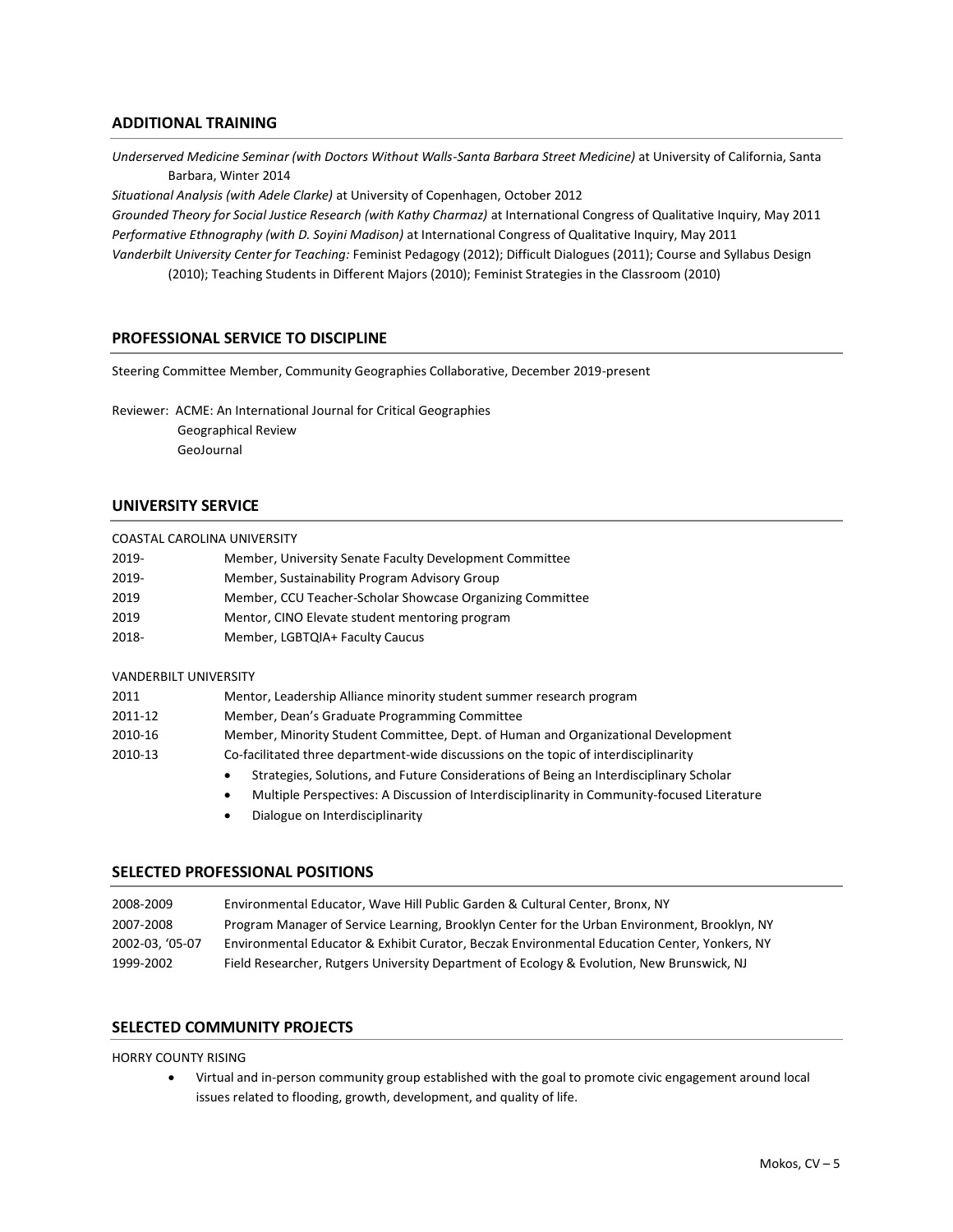## ADDITIONAL TRAINING

*Underserved Medicine Seminar (with Doctors Without Walls-Santa Barbara Street Medicine)* at University of California, Santa Barbara, Winter 2014

*Situational Analysis (with Adele Clarke)* at University of Copenhagen, October 2012

*Grounded Theory for Social Justice Research (with Kathy Charmaz)* at International Congress of Qualitative Inquiry, May 2011

*Performative Ethnography (with D. Soyini Madison)* at International Congress of Qualitative Inquiry, May 2011

*Vanderbilt University Center for Teaching:* Feminist Pedagogy (2012); Difficult Dialogues (2011); Course and Syllabus Design (2010); Teaching Students in Different Majors (2010); Feminist Strategies in the Classroom (2010)

## PROFESSIONAL SERVICE TO DISCIPLINE

Steering Committee Member, Community Geographies Collaborative, December 2019-present

Reviewer: ACME: An International Journal for Critical Geographies
Geographical Review
GeoJournal

## UNIVERSITY SERVICE

COASTAL CAROLINA UNIVERSITY

| | |
|---|---|
| 2019- | Member, University Senate Faculty Development Committee |
| 2019- | Member, Sustainability Program Advisory Group |
| 2019 | Member, CCU Teacher-Scholar Showcase Organizing Committee |
| 2019 | Mentor, CINO Elevate student mentoring program |
| 2018- | Member, LGBTQIA+ Faculty Caucus |

VANDERBILT UNIVERSITY

| | |
|---|---|
| 2011 | Mentor, Leadership Alliance minority student summer research program |
| 2011-12 | Member, Dean's Graduate Programming Committee |
| 2010-16 | Member, Minority Student Committee, Dept. of Human and Organizational Development |
| 2010-13 | Co-facilitated three department-wide discussions on the topic of interdisciplinarity |

- Strategies, Solutions, and Future Considerations of Being an Interdisciplinary Scholar
- Multiple Perspectives: A Discussion of Interdisciplinarity in Community-focused Literature
- Dialogue on Interdisciplinarity

## SELECTED PROFESSIONAL POSITIONS

| | |
|---|---|
| 2008-2009 | Environmental Educator, Wave Hill Public Garden & Cultural Center, Bronx, NY |
| 2007-2008 | Program Manager of Service Learning, Brooklyn Center for the Urban Environment, Brooklyn, NY |
| 2002-03, '05-07 | Environmental Educator & Exhibit Curator, Beczak Environmental Education Center, Yonkers, NY |
| 1999-2002 | Field Researcher, Rutgers University Department of Ecology & Evolution, New Brunswick, NJ |

## SELECTED COMMUNITY PROJECTS

HORRY COUNTY RISING

- Virtual and in-person community group established with the goal to promote civic engagement around local issues related to flooding, growth, development, and quality of life.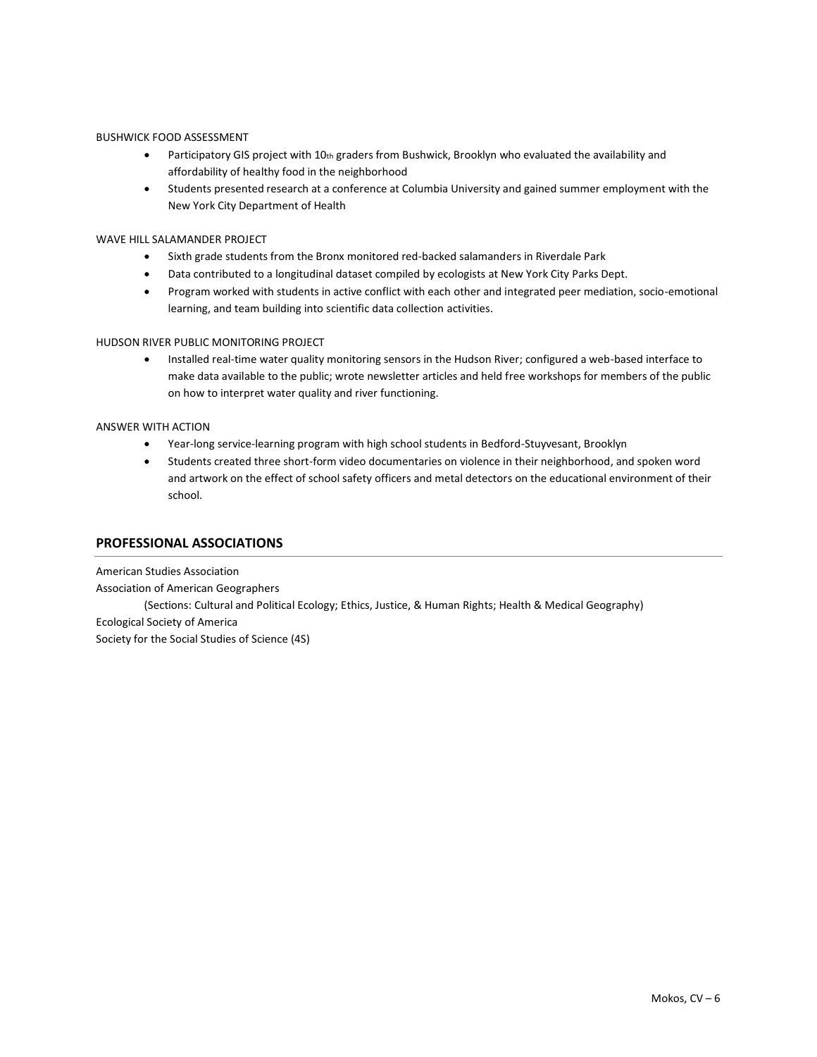BUSHWICK FOOD ASSESSMENT

- Participatory GIS project with 10th graders from Bushwick, Brooklyn who evaluated the availability and affordability of healthy food in the neighborhood
- Students presented research at a conference at Columbia University and gained summer employment with the New York City Department of Health

WAVE HILL SALAMANDER PROJECT

- Sixth grade students from the Bronx monitored red-backed salamanders in Riverdale Park
- Data contributed to a longitudinal dataset compiled by ecologists at New York City Parks Dept.
- Program worked with students in active conflict with each other and integrated peer mediation, socio-emotional learning, and team building into scientific data collection activities.

HUDSON RIVER PUBLIC MONITORING PROJECT

- Installed real-time water quality monitoring sensors in the Hudson River; configured a web-based interface to make data available to the public; wrote newsletter articles and held free workshops for members of the public on how to interpret water quality and river functioning.

ANSWER WITH ACTION

- Year-long service-learning program with high school students in Bedford-Stuyvesant, Brooklyn
- Students created three short-form video documentaries on violence in their neighborhood, and spoken word and artwork on the effect of school safety officers and metal detectors on the educational environment of their school.

## PROFESSIONAL ASSOCIATIONS

American Studies Association

Association of American Geographers

(Sections: Cultural and Political Ecology; Ethics, Justice, & Human Rights; Health & Medical Geography)

Ecological Society of America

Society for the Social Studies of Science (4S)